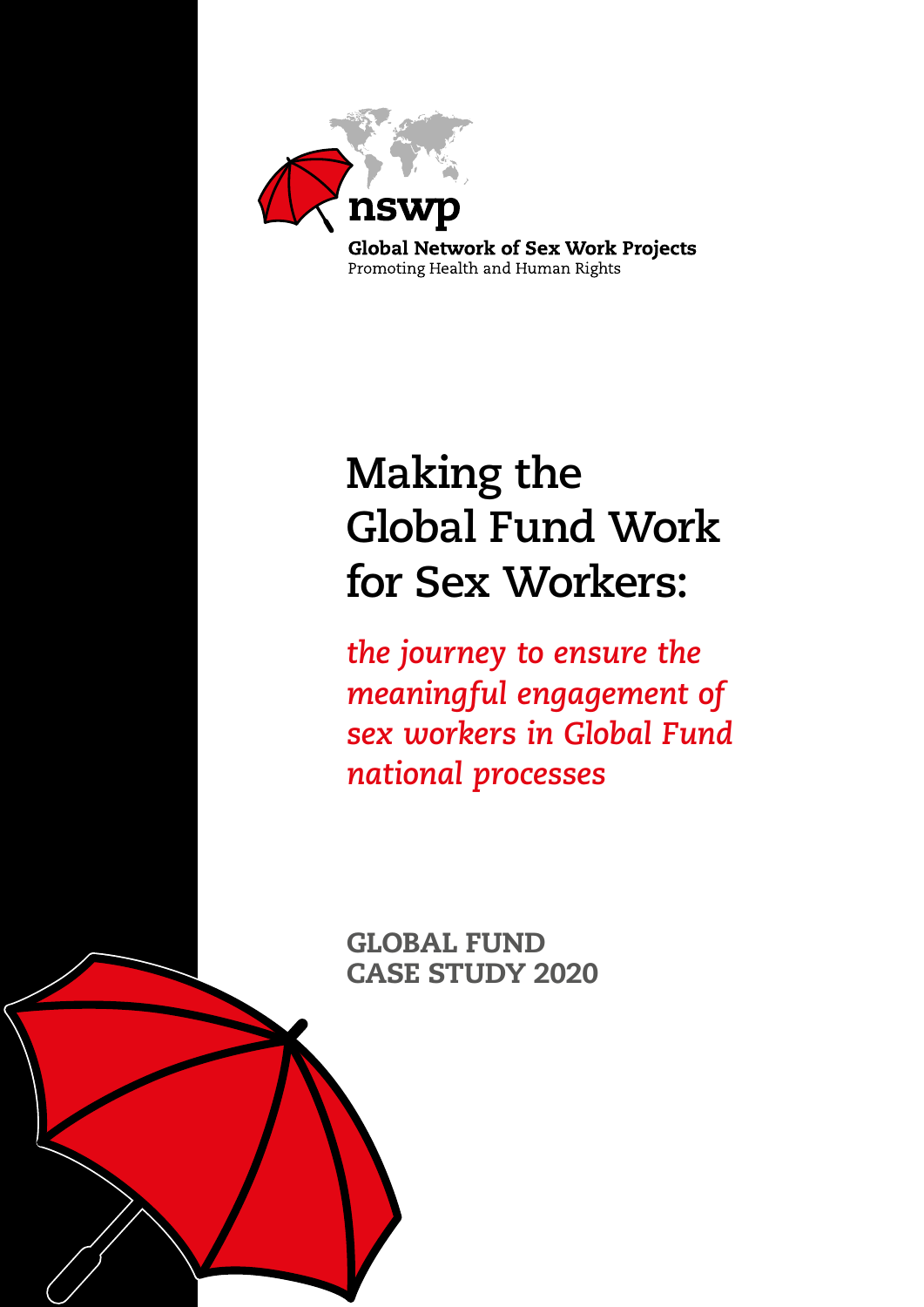nswp

Global Network of Sex Work Projects
Promoting Health and Human Rights

# Making the Global Fund Work for Sex Workers:

*the journey to ensure the meaningful engagement of sex workers in Global Fund national processes*

GLOBAL FUND CASE STUDY 2020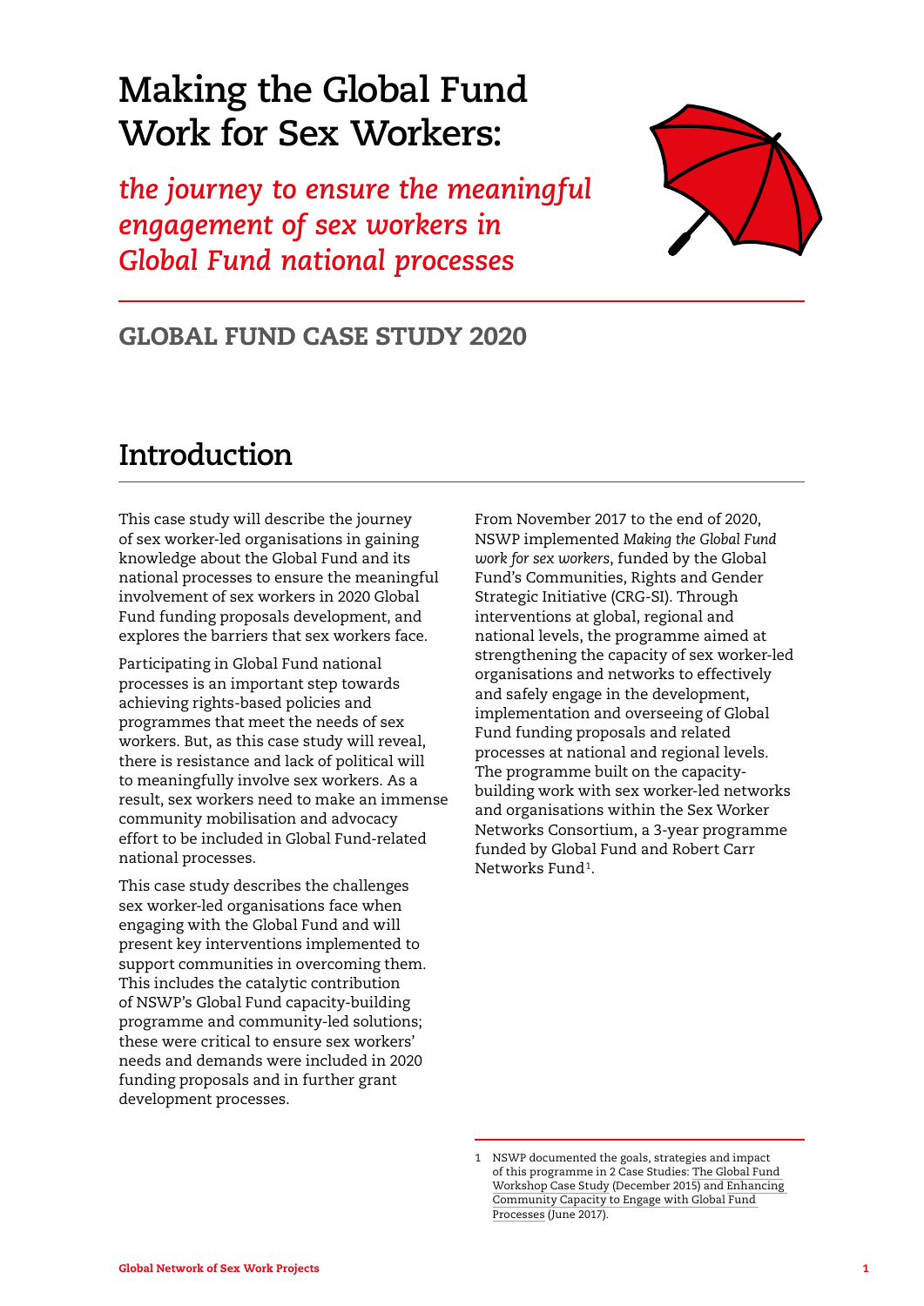# Making the Global Fund Work for Sex Workers:

*the journey to ensure the meaningful engagement of sex workers in Global Fund national processes*

## GLOBAL FUND CASE STUDY 2020

## Introduction

This case study will describe the journey of sex worker-led organisations in gaining knowledge about the Global Fund and its national processes to ensure the meaningful involvement of sex workers in 2020 Global Fund funding proposals development, and explores the barriers that sex workers face.

Participating in Global Fund national processes is an important step towards achieving rights-based policies and programmes that meet the needs of sex workers. But, as this case study will reveal, there is resistance and lack of political will to meaningfully involve sex workers. As a result, sex workers need to make an immense community mobilisation and advocacy effort to be included in Global Fund-related national processes.

This case study describes the challenges sex worker-led organisations face when engaging with the Global Fund and will present key interventions implemented to support communities in overcoming them. This includes the catalytic contribution of NSWP's Global Fund capacity-building programme and community-led solutions; these were critical to ensure sex workers' needs and demands were included in 2020 funding proposals and in further grant development processes.

From November 2017 to the end of 2020, NSWP implemented *Making the Global Fund work for sex workers*, funded by the Global Fund's Communities, Rights and Gender Strategic Initiative (CRG-SI). Through interventions at global, regional and national levels, the programme aimed at strengthening the capacity of sex worker-led organisations and networks to effectively and safely engage in the development, implementation and overseeing of Global Fund funding proposals and related processes at national and regional levels. The programme built on the capacity-building work with sex worker-led networks and organisations within the Sex Worker Networks Consortium, a 3-year programme funded by Global Fund and Robert Carr Networks Fund[1].

1 NSWP documented the goals, strategies and impact of this programme in 2 Case Studies: The Global Fund Workshop Case Study (December 2015) and Enhancing Community Capacity to Engage with Global Fund Processes (June 2017).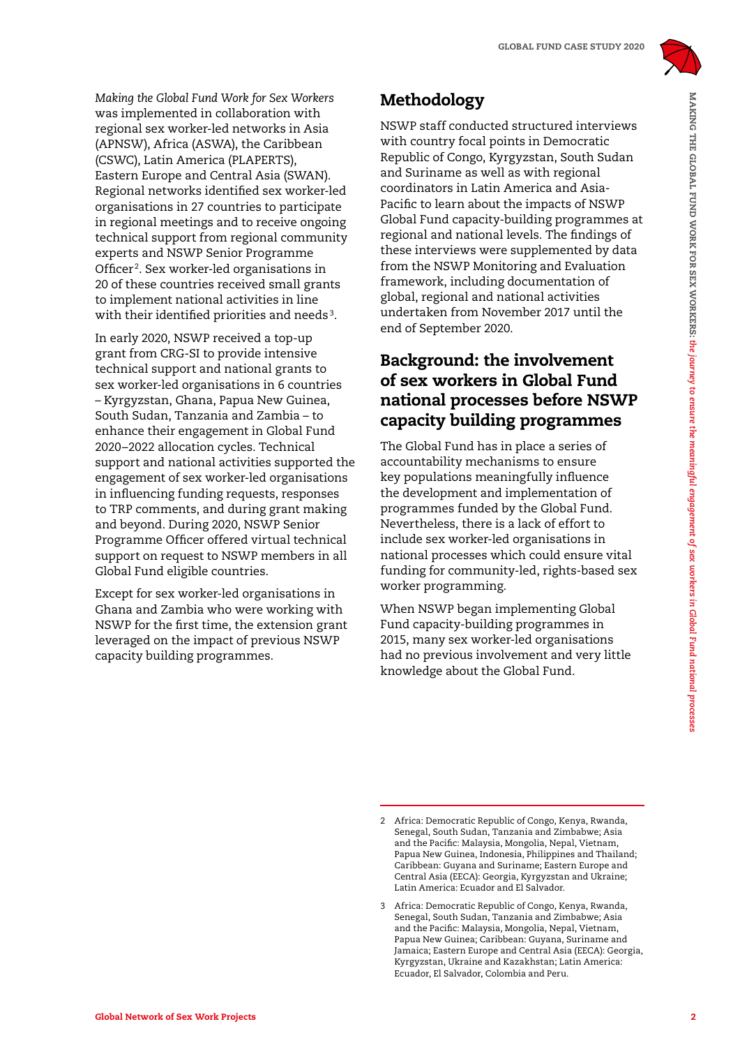*Making the Global Fund Work for Sex Workers* was implemented in collaboration with regional sex worker-led networks in Asia (APNSW), Africa (ASWA), the Caribbean (CSWC), Latin America (PLAPERTS), Eastern Europe and Central Asia (SWAN). Regional networks identified sex worker-led organisations in 27 countries to participate in regional meetings and to receive ongoing technical support from regional community experts and NSWP Senior Programme Officer[2]. Sex worker-led organisations in 20 of these countries received small grants to implement national activities in line with their identified priorities and needs[3].

In early 2020, NSWP received a top-up grant from CRG-SI to provide intensive technical support and national grants to sex worker-led organisations in 6 countries – Kyrgyzstan, Ghana, Papua New Guinea, South Sudan, Tanzania and Zambia – to enhance their engagement in Global Fund 2020–2022 allocation cycles. Technical support and national activities supported the engagement of sex worker-led organisations in influencing funding requests, responses to TRP comments, and during grant making and beyond. During 2020, NSWP Senior Programme Officer offered virtual technical support on request to NSWP members in all Global Fund eligible countries.

Except for sex worker-led organisations in Ghana and Zambia who were working with NSWP for the first time, the extension grant leveraged on the impact of previous NSWP capacity building programmes.

## Methodology

NSWP staff conducted structured interviews with country focal points in Democratic Republic of Congo, Kyrgyzstan, South Sudan and Suriname as well as with regional coordinators in Latin America and Asia-Pacific to learn about the impacts of NSWP Global Fund capacity-building programmes at regional and national levels. The findings of these interviews were supplemented by data from the NSWP Monitoring and Evaluation framework, including documentation of global, regional and national activities undertaken from November 2017 until the end of September 2020.

## Background: the involvement of sex workers in Global Fund national processes before NSWP capacity building programmes

The Global Fund has in place a series of accountability mechanisms to ensure key populations meaningfully influence the development and implementation of programmes funded by the Global Fund. Nevertheless, there is a lack of effort to include sex worker-led organisations in national processes which could ensure vital funding for community-led, rights-based sex worker programming.

When NSWP began implementing Global Fund capacity-building programmes in 2015, many sex worker-led organisations had no previous involvement and very little knowledge about the Global Fund.

---

2 Africa: Democratic Republic of Congo, Kenya, Rwanda, Senegal, South Sudan, Tanzania and Zimbabwe; Asia and the Pacific: Malaysia, Mongolia, Nepal, Vietnam, Papua New Guinea, Indonesia, Philippines and Thailand; Caribbean: Guyana and Suriname; Eastern Europe and Central Asia (EECA): Georgia, Kyrgyzstan and Ukraine; Latin America: Ecuador and El Salvador.

3 Africa: Democratic Republic of Congo, Kenya, Rwanda, Senegal, South Sudan, Tanzania and Zimbabwe; Asia and the Pacific: Malaysia, Mongolia, Nepal, Vietnam, Papua New Guinea; Caribbean: Guyana, Suriname and Jamaica; Eastern Europe and Central Asia (EECA): Georgia, Kyrgyzstan, Ukraine and Kazakhstan; Latin America: Ecuador, El Salvador, Colombia and Peru.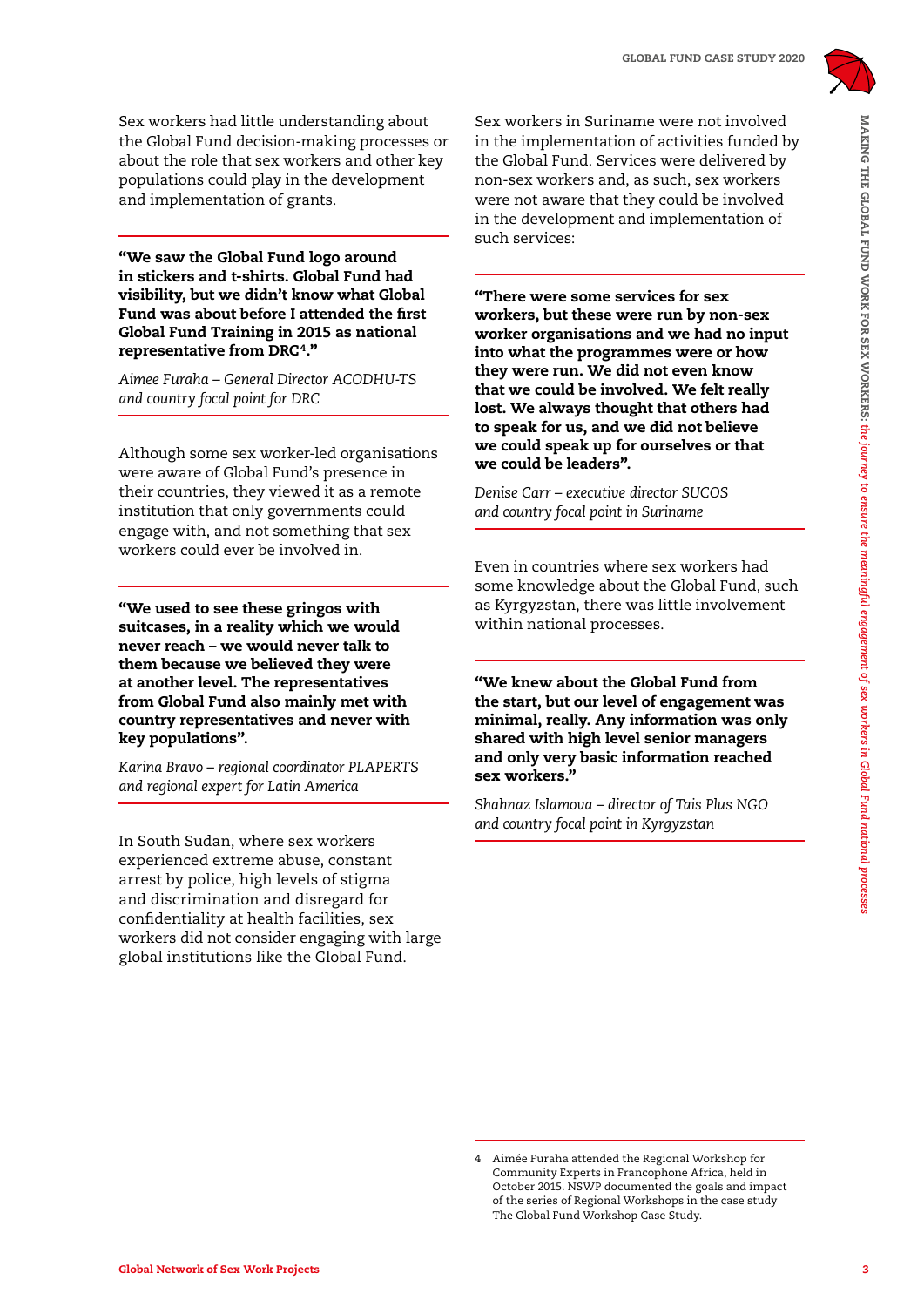Sex workers had little understanding about the Global Fund decision-making processes or about the role that sex workers and other key populations could play in the development and implementation of grants.

**"We saw the Global Fund logo around in stickers and t-shirts. Global Fund had visibility, but we didn't know what Global Fund was about before I attended the first Global Fund Training in 2015 as national representative from DRC[4]."**

*Aimee Furaha – General Director ACODHU-TS and country focal point for DRC*

Although some sex worker-led organisations were aware of Global Fund's presence in their countries, they viewed it as a remote institution that only governments could engage with, and not something that sex workers could ever be involved in.

**"We used to see these gringos with suitcases, in a reality which we would never reach – we would never talk to them because we believed they were at another level. The representatives from Global Fund also mainly met with country representatives and never with key populations".**

*Karina Bravo – regional coordinator PLAPERTS and regional expert for Latin America*

In South Sudan, where sex workers experienced extreme abuse, constant arrest by police, high levels of stigma and discrimination and disregard for confidentiality at health facilities, sex workers did not consider engaging with large global institutions like the Global Fund.

Sex workers in Suriname were not involved in the implementation of activities funded by the Global Fund. Services were delivered by non-sex workers and, as such, sex workers were not aware that they could be involved in the development and implementation of such services:

**"There were some services for sex workers, but these were run by non-sex worker organisations and we had no input into what the programmes were or how they were run. We did not even know that we could be involved. We felt really lost. We always thought that others had to speak for us, and we did not believe we could speak up for ourselves or that we could be leaders".**

*Denise Carr – executive director SUCOS and country focal point in Suriname*

Even in countries where sex workers had some knowledge about the Global Fund, such as Kyrgyzstan, there was little involvement within national processes.

**"We knew about the Global Fund from the start, but our level of engagement was minimal, really. Any information was only shared with high level senior managers and only very basic information reached sex workers."**

*Shahnaz Islamova – director of Tais Plus NGO and country focal point in Kyrgyzstan*

4 Aimée Furaha attended the Regional Workshop for Community Experts in Francophone Africa, held in October 2015. NSWP documented the goals and impact of the series of Regional Workshops in the case study The Global Fund Workshop Case Study.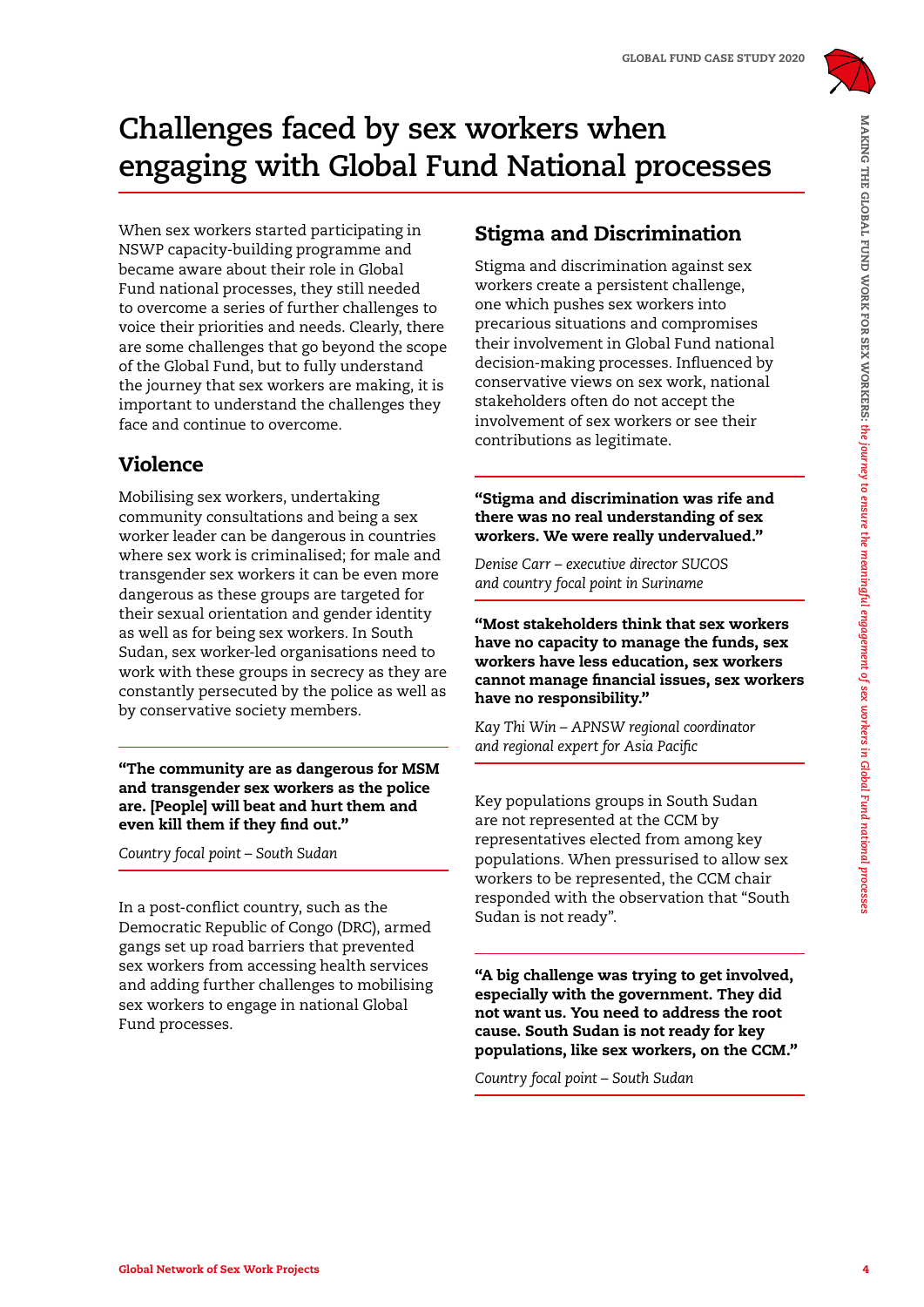# Challenges faced by sex workers when engaging with Global Fund National processes

When sex workers started participating in NSWP capacity-building programme and became aware about their role in Global Fund national processes, they still needed to overcome a series of further challenges to voice their priorities and needs. Clearly, there are some challenges that go beyond the scope of the Global Fund, but to fully understand the journey that sex workers are making, it is important to understand the challenges they face and continue to overcome.

## Violence

Mobilising sex workers, undertaking community consultations and being a sex worker leader can be dangerous in countries where sex work is criminalised; for male and transgender sex workers it can be even more dangerous as these groups are targeted for their sexual orientation and gender identity as well as for being sex workers. In South Sudan, sex worker-led organisations need to work with these groups in secrecy as they are constantly persecuted by the police as well as by conservative society members.

> **"The community are as dangerous for MSM and transgender sex workers as the police are. [People] will beat and hurt them and even kill them if they find out."**
>
> *Country focal point – South Sudan*

In a post-conflict country, such as the Democratic Republic of Congo (DRC), armed gangs set up road barriers that prevented sex workers from accessing health services and adding further challenges to mobilising sex workers to engage in national Global Fund processes.

## Stigma and Discrimination

Stigma and discrimination against sex workers create a persistent challenge, one which pushes sex workers into precarious situations and compromises their involvement in Global Fund national decision-making processes. Influenced by conservative views on sex work, national stakeholders often do not accept the involvement of sex workers or see their contributions as legitimate.

> **"Stigma and discrimination was rife and there was no real understanding of sex workers. We were really undervalued."**
>
> *Denise Carr – executive director SUCOS and country focal point in Suriname*

> **"Most stakeholders think that sex workers have no capacity to manage the funds, sex workers have less education, sex workers cannot manage financial issues, sex workers have no responsibility."**
>
> *Kay Thi Win – APNSW regional coordinator and regional expert for Asia Pacific*

Key populations groups in South Sudan are not represented at the CCM by representatives elected from among key populations. When pressurised to allow sex workers to be represented, the CCM chair responded with the observation that "South Sudan is not ready".

> **"A big challenge was trying to get involved, especially with the government. They did not want us. You need to address the root cause. South Sudan is not ready for key populations, like sex workers, on the CCM."**
>
> *Country focal point – South Sudan*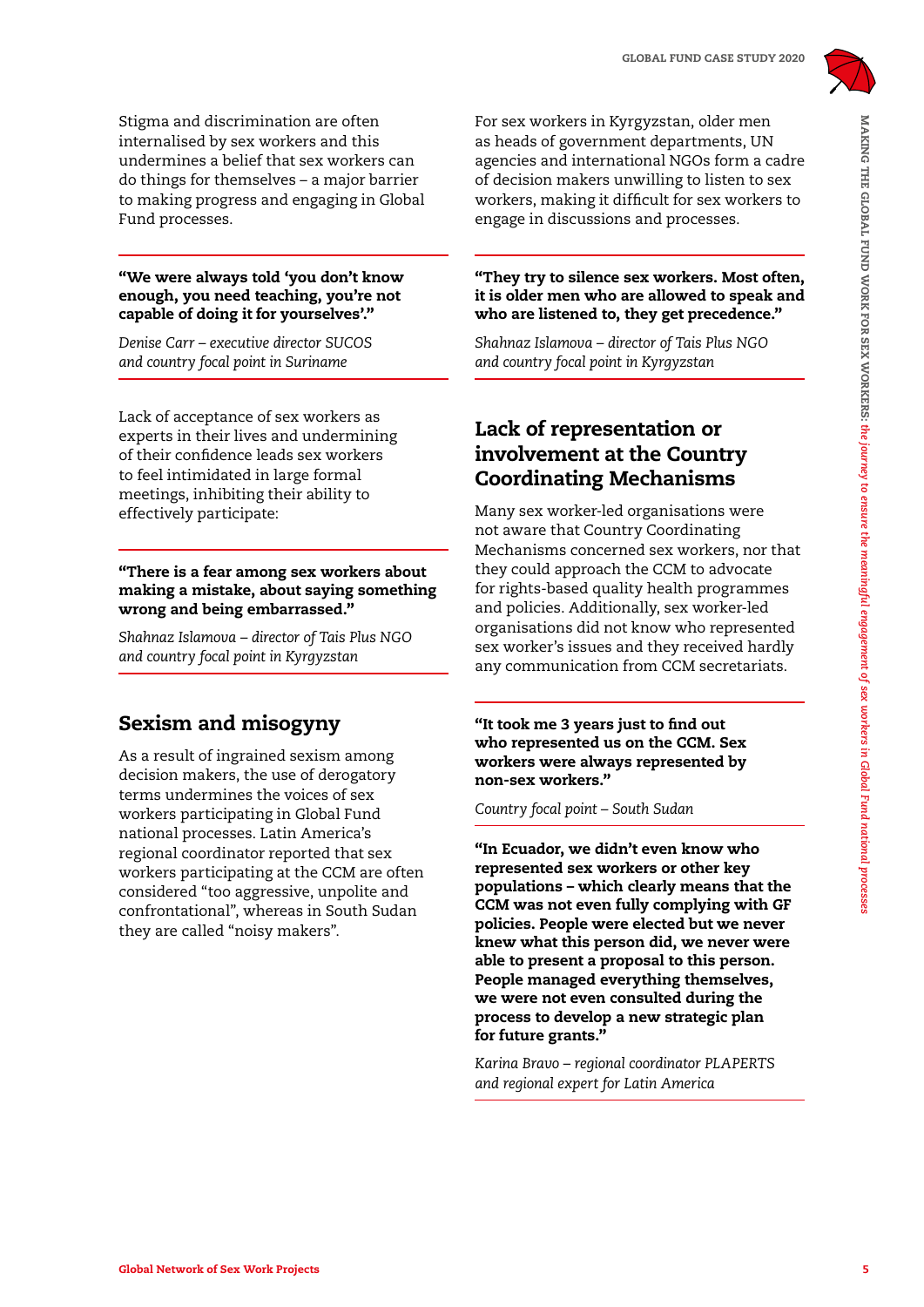Stigma and discrimination are often internalised by sex workers and this undermines a belief that sex workers can do things for themselves – a major barrier to making progress and engaging in Global Fund processes.

**"We were always told 'you don't know enough, you need teaching, you're not capable of doing it for yourselves'."**

*Denise Carr – executive director SUCOS and country focal point in Suriname*

Lack of acceptance of sex workers as experts in their lives and undermining of their confidence leads sex workers to feel intimidated in large formal meetings, inhibiting their ability to effectively participate:

**"There is a fear among sex workers about making a mistake, about saying something wrong and being embarrassed."**

*Shahnaz Islamova – director of Tais Plus NGO and country focal point in Kyrgyzstan*

## Sexism and misogyny

As a result of ingrained sexism among decision makers, the use of derogatory terms undermines the voices of sex workers participating in Global Fund national processes. Latin America's regional coordinator reported that sex workers participating at the CCM are often considered "too aggressive, unpolite and confrontational", whereas in South Sudan they are called "noisy makers".

For sex workers in Kyrgyzstan, older men as heads of government departments, UN agencies and international NGOs form a cadre of decision makers unwilling to listen to sex workers, making it difficult for sex workers to engage in discussions and processes.

**"They try to silence sex workers. Most often, it is older men who are allowed to speak and who are listened to, they get precedence."**

*Shahnaz Islamova – director of Tais Plus NGO and country focal point in Kyrgyzstan*

## Lack of representation or involvement at the Country Coordinating Mechanisms

Many sex worker-led organisations were not aware that Country Coordinating Mechanisms concerned sex workers, nor that they could approach the CCM to advocate for rights-based quality health programmes and policies. Additionally, sex worker-led organisations did not know who represented sex worker's issues and they received hardly any communication from CCM secretariats.

**"It took me 3 years just to find out who represented us on the CCM. Sex workers were always represented by non-sex workers."**

*Country focal point – South Sudan*

**"In Ecuador, we didn't even know who represented sex workers or other key populations – which clearly means that the CCM was not even fully complying with GF policies. People were elected but we never knew what this person did, we never were able to present a proposal to this person. People managed everything themselves, we were not even consulted during the process to develop a new strategic plan for future grants."**

*Karina Bravo – regional coordinator PLAPERTS and regional expert for Latin America*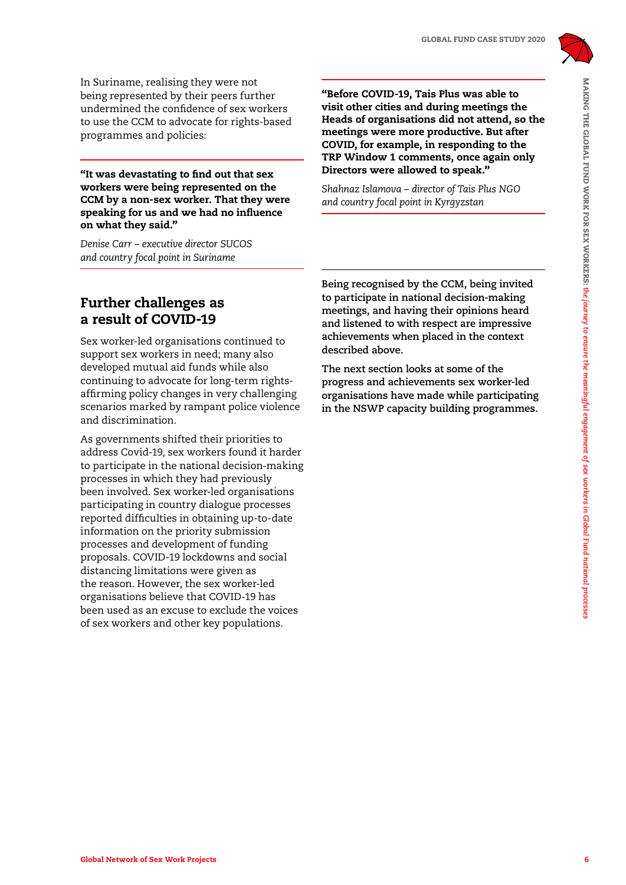In Suriname, realising they were not being represented by their peers further undermined the confidence of sex workers to use the CCM to advocate for rights-based programmes and policies:

> **"It was devastating to find out that sex workers were being represented on the CCM by a non-sex worker. That they were speaking for us and we had no influence on what they said."**
>
> *Denise Carr – executive director SUCOS and country focal point in Suriname*

## Further challenges as a result of COVID-19

Sex worker-led organisations continued to support sex workers in need; many also developed mutual aid funds while also continuing to advocate for long-term rights-affirming policy changes in very challenging scenarios marked by rampant police violence and discrimination.

As governments shifted their priorities to address Covid-19, sex workers found it harder to participate in the national decision-making processes in which they had previously been involved. Sex worker-led organisations participating in country dialogue processes reported difficulties in obtaining up-to-date information on the priority submission processes and development of funding proposals. COVID-19 lockdowns and social distancing limitations were given as the reason. However, the sex worker-led organisations believe that COVID-19 has been used as an excuse to exclude the voices of sex workers and other key populations.

> **"Before COVID-19, Tais Plus was able to visit other cities and during meetings the Heads of organisations did not attend, so the meetings were more productive. But after COVID, for example, in responding to the TRP Window 1 comments, once again only Directors were allowed to speak."**
>
> *Shahnaz Islamova – director of Tais Plus NGO and country focal point in Kyrgyzstan*

**Being recognised by the CCM, being invited to participate in national decision-making meetings, and having their opinions heard and listened to with respect are impressive achievements when placed in the context described above.**

**The next section looks at some of the progress and achievements sex worker-led organisations have made while participating in the NSWP capacity building programmes.**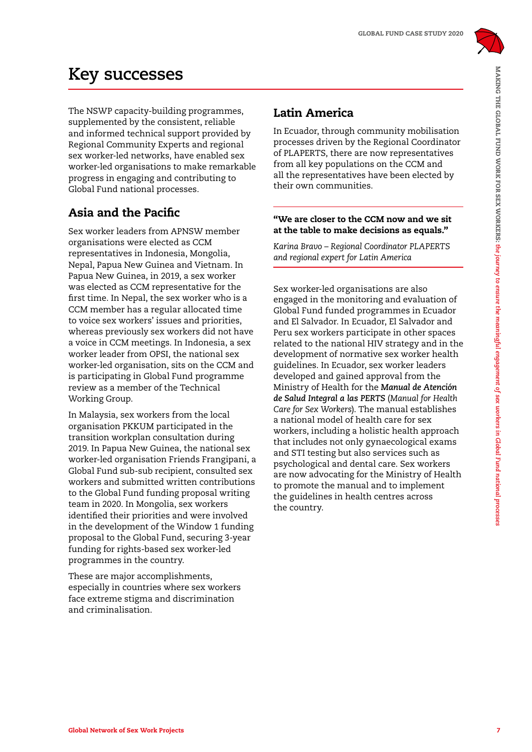# Key successes

The NSWP capacity-building programmes, supplemented by the consistent, reliable and informed technical support provided by Regional Community Experts and regional sex worker-led networks, have enabled sex worker-led organisations to make remarkable progress in engaging and contributing to Global Fund national processes.

## Asia and the Pacific

Sex worker leaders from APNSW member organisations were elected as CCM representatives in Indonesia, Mongolia, Nepal, Papua New Guinea and Vietnam. In Papua New Guinea, in 2019, a sex worker was elected as CCM representative for the first time. In Nepal, the sex worker who is a CCM member has a regular allocated time to voice sex workers' issues and priorities, whereas previously sex workers did not have a voice in CCM meetings. In Indonesia, a sex worker leader from OPSI, the national sex worker-led organisation, sits on the CCM and is participating in Global Fund programme review as a member of the Technical Working Group.

In Malaysia, sex workers from the local organisation PKKUM participated in the transition workplan consultation during 2019. In Papua New Guinea, the national sex worker-led organisation Friends Frangipani, a Global Fund sub-sub recipient, consulted sex workers and submitted written contributions to the Global Fund funding proposal writing team in 2020. In Mongolia, sex workers identified their priorities and were involved in the development of the Window 1 funding proposal to the Global Fund, securing 3-year funding for rights-based sex worker-led programmes in the country.

These are major accomplishments, especially in countries where sex workers face extreme stigma and discrimination and criminalisation.

## Latin America

In Ecuador, through community mobilisation processes driven by the Regional Coordinator of PLAPERTS, there are now representatives from all key populations on the CCM and all the representatives have been elected by their own communities.

**"We are closer to the CCM now and we sit at the table to make decisions as equals."**

*Karina Bravo – Regional Coordinator PLAPERTS and regional expert for Latin America*

Sex worker-led organisations are also engaged in the monitoring and evaluation of Global Fund funded programmes in Ecuador and El Salvador. In Ecuador, El Salvador and Peru sex workers participate in other spaces related to the national HIV strategy and in the development of normative sex worker health guidelines. In Ecuador, sex worker leaders developed and gained approval from the Ministry of Health for the ***Manual de Atención de Salud Integral a las PERTS*** (*Manual for Health Care for Sex Workers*). The manual establishes a national model of health care for sex workers, including a holistic health approach that includes not only gynaecological exams and STI testing but also services such as psychological and dental care. Sex workers are now advocating for the Ministry of Health to promote the manual and to implement the guidelines in health centres across the country.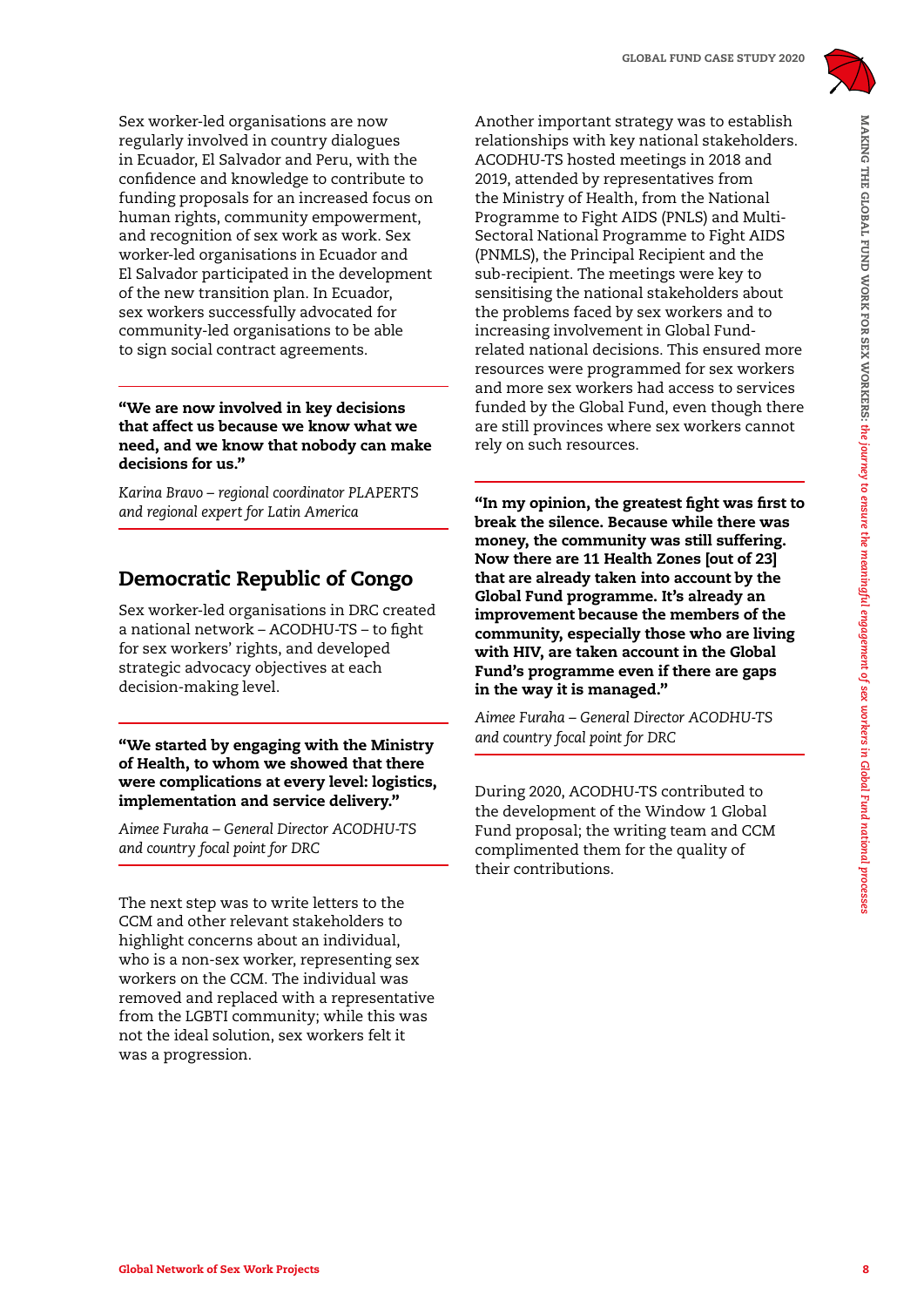Sex worker-led organisations are now regularly involved in country dialogues in Ecuador, El Salvador and Peru, with the confidence and knowledge to contribute to funding proposals for an increased focus on human rights, community empowerment, and recognition of sex work as work. Sex worker-led organisations in Ecuador and El Salvador participated in the development of the new transition plan. In Ecuador, sex workers successfully advocated for community-led organisations to be able to sign social contract agreements.

**"We are now involved in key decisions that affect us because we know what we need, and we know that nobody can make decisions for us."**

*Karina Bravo – regional coordinator PLAPERTS and regional expert for Latin America*

## Democratic Republic of Congo

Sex worker-led organisations in DRC created a national network – ACODHU-TS – to fight for sex workers' rights, and developed strategic advocacy objectives at each decision-making level.

**"We started by engaging with the Ministry of Health, to whom we showed that there were complications at every level: logistics, implementation and service delivery."**

*Aimee Furaha – General Director ACODHU-TS and country focal point for DRC*

The next step was to write letters to the CCM and other relevant stakeholders to highlight concerns about an individual, who is a non-sex worker, representing sex workers on the CCM. The individual was removed and replaced with a representative from the LGBTI community; while this was not the ideal solution, sex workers felt it was a progression.

Another important strategy was to establish relationships with key national stakeholders. ACODHU-TS hosted meetings in 2018 and 2019, attended by representatives from the Ministry of Health, from the National Programme to Fight AIDS (PNLS) and Multi-Sectoral National Programme to Fight AIDS (PNMLS), the Principal Recipient and the sub-recipient. The meetings were key to sensitising the national stakeholders about the problems faced by sex workers and to increasing involvement in Global Fund-related national decisions. This ensured more resources were programmed for sex workers and more sex workers had access to services funded by the Global Fund, even though there are still provinces where sex workers cannot rely on such resources.

**"In my opinion, the greatest fight was first to break the silence. Because while there was money, the community was still suffering. Now there are 11 Health Zones [out of 23] that are already taken into account by the Global Fund programme. It's already an improvement because the members of the community, especially those who are living with HIV, are taken account in the Global Fund's programme even if there are gaps in the way it is managed."**

*Aimee Furaha – General Director ACODHU-TS and country focal point for DRC*

During 2020, ACODHU-TS contributed to the development of the Window 1 Global Fund proposal; the writing team and CCM complimented them for the quality of their contributions.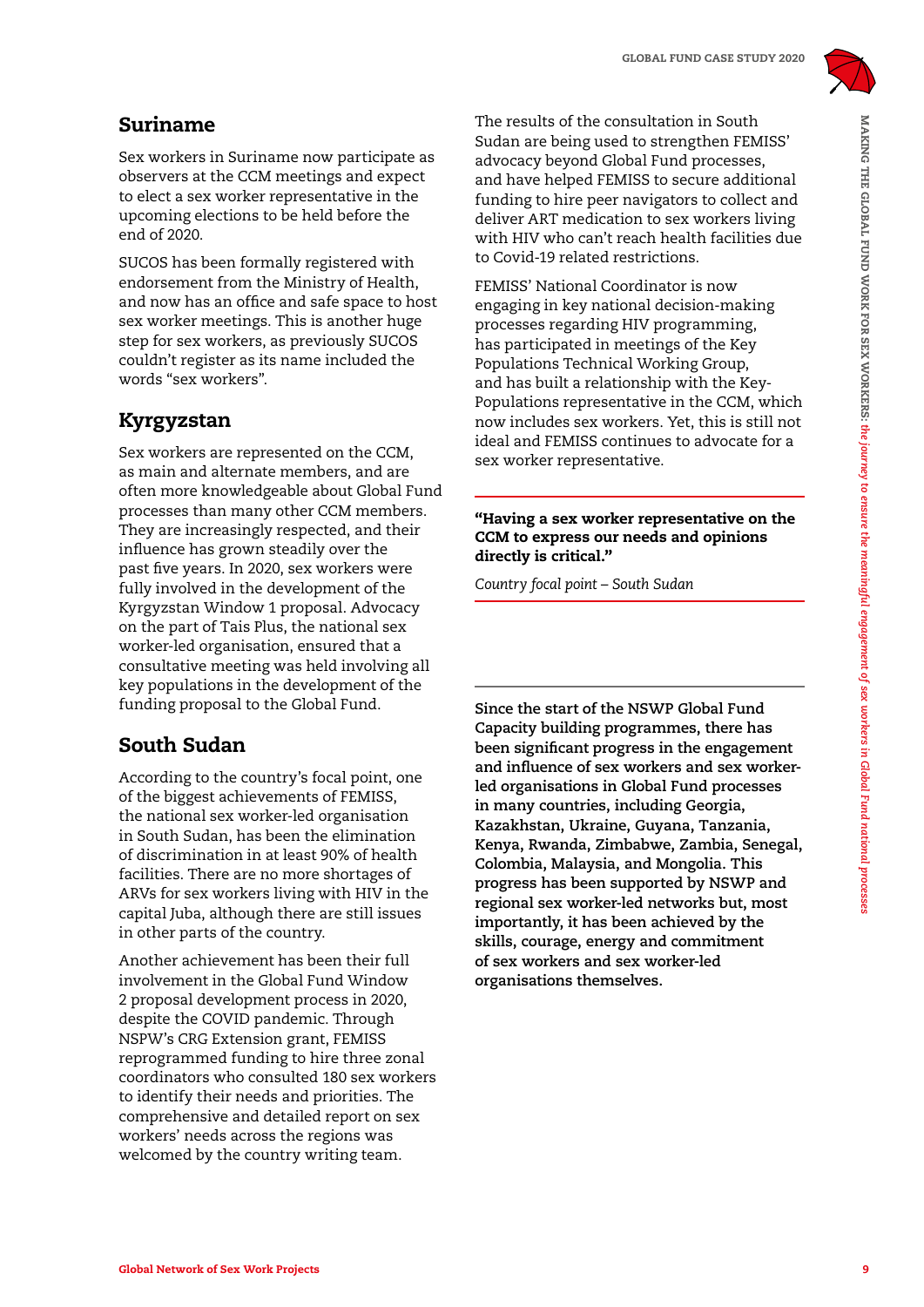## Suriname

Sex workers in Suriname now participate as observers at the CCM meetings and expect to elect a sex worker representative in the upcoming elections to be held before the end of 2020.

SUCOS has been formally registered with endorsement from the Ministry of Health, and now has an office and safe space to host sex worker meetings. This is another huge step for sex workers, as previously SUCOS couldn't register as its name included the words "sex workers".

## Kyrgyzstan

Sex workers are represented on the CCM, as main and alternate members, and are often more knowledgeable about Global Fund processes than many other CCM members. They are increasingly respected, and their influence has grown steadily over the past five years. In 2020, sex workers were fully involved in the development of the Kyrgyzstan Window 1 proposal. Advocacy on the part of Tais Plus, the national sex worker-led organisation, ensured that a consultative meeting was held involving all key populations in the development of the funding proposal to the Global Fund.

## South Sudan

According to the country's focal point, one of the biggest achievements of FEMISS, the national sex worker-led organisation in South Sudan, has been the elimination of discrimination in at least 90% of health facilities. There are no more shortages of ARVs for sex workers living with HIV in the capital Juba, although there are still issues in other parts of the country.

Another achievement has been their full involvement in the Global Fund Window 2 proposal development process in 2020, despite the COVID pandemic. Through NSPW's CRG Extension grant, FEMISS reprogrammed funding to hire three zonal coordinators who consulted 180 sex workers to identify their needs and priorities. The comprehensive and detailed report on sex workers' needs across the regions was welcomed by the country writing team.

The results of the consultation in South Sudan are being used to strengthen FEMISS' advocacy beyond Global Fund processes, and have helped FEMISS to secure additional funding to hire peer navigators to collect and deliver ART medication to sex workers living with HIV who can't reach health facilities due to Covid-19 related restrictions.

FEMISS' National Coordinator is now engaging in key national decision-making processes regarding HIV programming, has participated in meetings of the Key Populations Technical Working Group, and has built a relationship with the Key-Populations representative in the CCM, which now includes sex workers. Yet, this is still not ideal and FEMISS continues to advocate for a sex worker representative.

**"Having a sex worker representative on the CCM to express our needs and opinions directly is critical."**

*Country focal point – South Sudan*

**Since the start of the NSWP Global Fund Capacity building programmes, there has been significant progress in the engagement and influence of sex workers and sex worker-led organisations in Global Fund processes in many countries, including Georgia, Kazakhstan, Ukraine, Guyana, Tanzania, Kenya, Rwanda, Zimbabwe, Zambia, Senegal, Colombia, Malaysia, and Mongolia. This progress has been supported by NSWP and regional sex worker-led networks but, most importantly, it has been achieved by the skills, courage, energy and commitment of sex workers and sex worker-led organisations themselves.**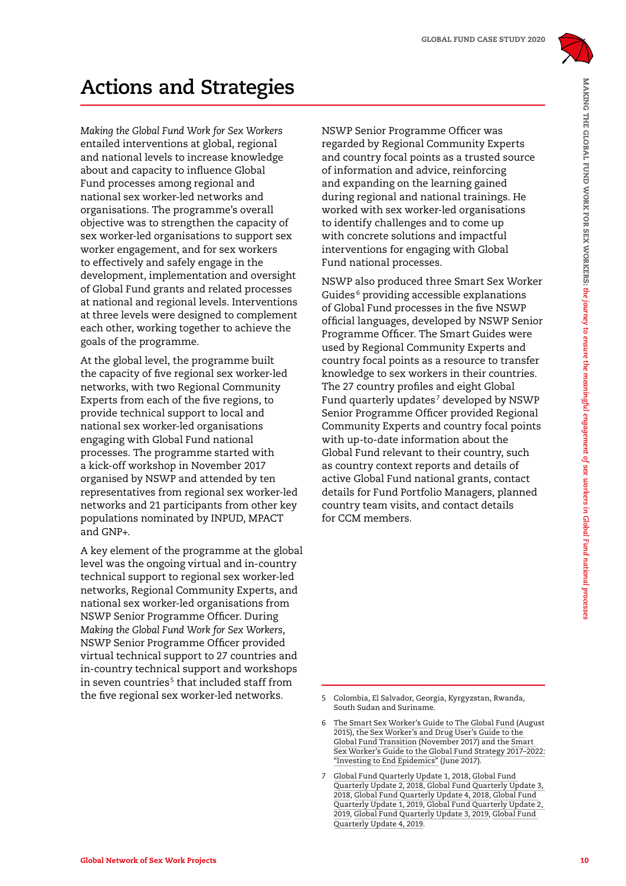# Actions and Strategies

*Making the Global Fund Work for Sex Workers* entailed interventions at global, regional and national levels to increase knowledge about and capacity to influence Global Fund processes among regional and national sex worker-led networks and organisations. The programme's overall objective was to strengthen the capacity of sex worker-led organisations to support sex worker engagement, and for sex workers to effectively and safely engage in the development, implementation and oversight of Global Fund grants and related processes at national and regional levels. Interventions at three levels were designed to complement each other, working together to achieve the goals of the programme.

At the global level, the programme built the capacity of five regional sex worker-led networks, with two Regional Community Experts from each of the five regions, to provide technical support to local and national sex worker-led organisations engaging with Global Fund national processes. The programme started with a kick-off workshop in November 2017 organised by NSWP and attended by ten representatives from regional sex worker-led networks and 21 participants from other key populations nominated by INPUD, MPACT and GNP+.

A key element of the programme at the global level was the ongoing virtual and in-country technical support to regional sex worker-led networks, Regional Community Experts, and national sex worker-led organisations from NSWP Senior Programme Officer. During *Making the Global Fund Work for Sex Workers*, NSWP Senior Programme Officer provided virtual technical support to 27 countries and in-country technical support and workshops in seven countries[5] that included staff from the five regional sex worker-led networks. NSWP Senior Programme Officer was regarded by Regional Community Experts and country focal points as a trusted source of information and advice, reinforcing and expanding on the learning gained during regional and national trainings. He worked with sex worker-led organisations to identify challenges and to come up with concrete solutions and impactful interventions for engaging with Global Fund national processes.

NSWP also produced three Smart Sex Worker Guides[6] providing accessible explanations of Global Fund processes in the five NSWP official languages, developed by NSWP Senior Programme Officer. The Smart Guides were used by Regional Community Experts and country focal points as a resource to transfer knowledge to sex workers in their countries. The 27 country profiles and eight Global Fund quarterly updates[7] developed by NSWP Senior Programme Officer provided Regional Community Experts and country focal points with up-to-date information about the Global Fund relevant to their country, such as country context reports and details of active Global Fund national grants, contact details for Fund Portfolio Managers, planned country team visits, and contact details for CCM members.

5 Colombia, El Salvador, Georgia, Kyrgyzstan, Rwanda, South Sudan and Suriname.

6 The Smart Sex Worker's Guide to The Global Fund (August 2015), the Sex Worker's and Drug User's Guide to the Global Fund Transition (November 2017) and the Smart Sex Worker's Guide to the Global Fund Strategy 2017–2022: "Investing to End Epidemics" (June 2017).

7 Global Fund Quarterly Update 1, 2018, Global Fund Quarterly Update 2, 2018, Global Fund Quarterly Update 3, 2018, Global Fund Quarterly Update 4, 2018, Global Fund Quarterly Update 1, 2019, Global Fund Quarterly Update 2, 2019, Global Fund Quarterly Update 3, 2019, Global Fund Quarterly Update 4, 2019.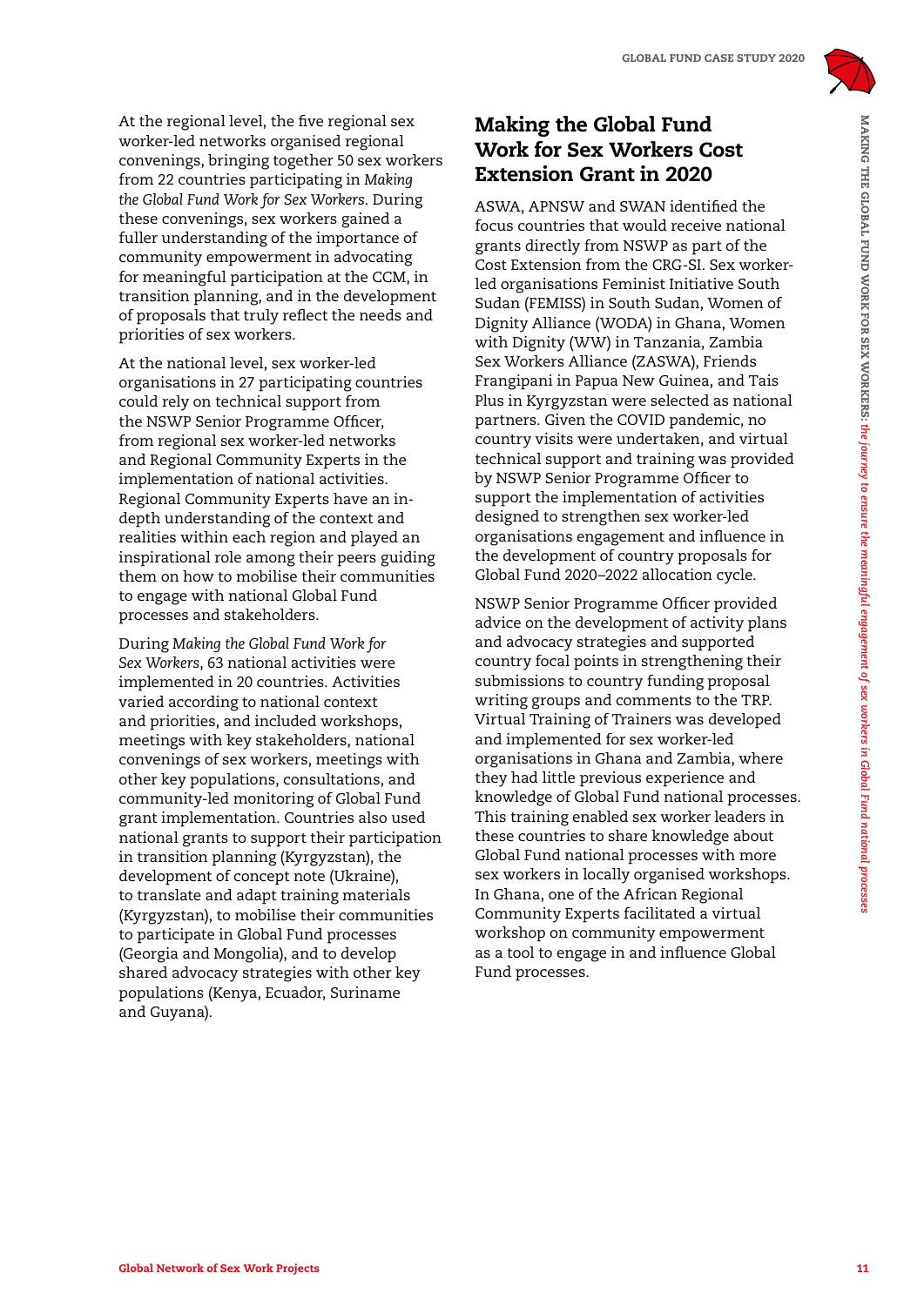At the regional level, the five regional sex worker-led networks organised regional convenings, bringing together 50 sex workers from 22 countries participating in *Making the Global Fund Work for Sex Workers*. During these convenings, sex workers gained a fuller understanding of the importance of community empowerment in advocating for meaningful participation at the CCM, in transition planning, and in the development of proposals that truly reflect the needs and priorities of sex workers.

At the national level, sex worker-led organisations in 27 participating countries could rely on technical support from the NSWP Senior Programme Officer, from regional sex worker-led networks and Regional Community Experts in the implementation of national activities. Regional Community Experts have an in-depth understanding of the context and realities within each region and played an inspirational role among their peers guiding them on how to mobilise their communities to engage with national Global Fund processes and stakeholders.

During *Making the Global Fund Work for Sex Workers*, 63 national activities were implemented in 20 countries. Activities varied according to national context and priorities, and included workshops, meetings with key stakeholders, national convenings of sex workers, meetings with other key populations, consultations, and community-led monitoring of Global Fund grant implementation. Countries also used national grants to support their participation in transition planning (Kyrgyzstan), the development of concept note (Ukraine), to translate and adapt training materials (Kyrgyzstan), to mobilise their communities to participate in Global Fund processes (Georgia and Mongolia), and to develop shared advocacy strategies with other key populations (Kenya, Ecuador, Suriname and Guyana).

## Making the Global Fund Work for Sex Workers Cost Extension Grant in 2020

ASWA, APNSW and SWAN identified the focus countries that would receive national grants directly from NSWP as part of the Cost Extension from the CRG-SI. Sex worker-led organisations Feminist Initiative South Sudan (FEMISS) in South Sudan, Women of Dignity Alliance (WODA) in Ghana, Women with Dignity (WW) in Tanzania, Zambia Sex Workers Alliance (ZASWA), Friends Frangipani in Papua New Guinea, and Tais Plus in Kyrgyzstan were selected as national partners. Given the COVID pandemic, no country visits were undertaken, and virtual technical support and training was provided by NSWP Senior Programme Officer to support the implementation of activities designed to strengthen sex worker-led organisations engagement and influence in the development of country proposals for Global Fund 2020–2022 allocation cycle.

NSWP Senior Programme Officer provided advice on the development of activity plans and advocacy strategies and supported country focal points in strengthening their submissions to country funding proposal writing groups and comments to the TRP. Virtual Training of Trainers was developed and implemented for sex worker-led organisations in Ghana and Zambia, where they had little previous experience and knowledge of Global Fund national processes. This training enabled sex worker leaders in these countries to share knowledge about Global Fund national processes with more sex workers in locally organised workshops. In Ghana, one of the African Regional Community Experts facilitated a virtual workshop on community empowerment as a tool to engage in and influence Global Fund processes.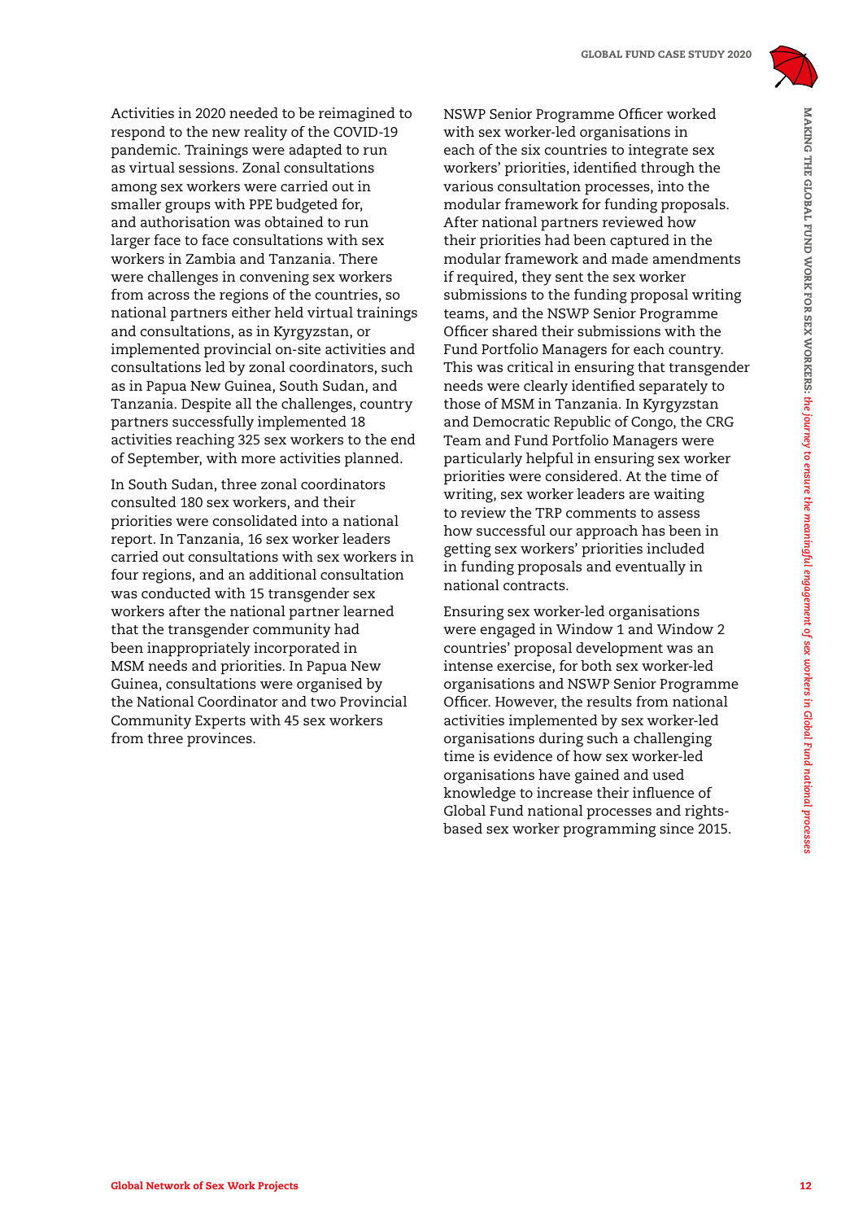Activities in 2020 needed to be reimagined to respond to the new reality of the COVID-19 pandemic. Trainings were adapted to run as virtual sessions. Zonal consultations among sex workers were carried out in smaller groups with PPE budgeted for, and authorisation was obtained to run larger face to face consultations with sex workers in Zambia and Tanzania. There were challenges in convening sex workers from across the regions of the countries, so national partners either held virtual trainings and consultations, as in Kyrgyzstan, or implemented provincial on-site activities and consultations led by zonal coordinators, such as in Papua New Guinea, South Sudan, and Tanzania. Despite all the challenges, country partners successfully implemented 18 activities reaching 325 sex workers to the end of September, with more activities planned.

In South Sudan, three zonal coordinators consulted 180 sex workers, and their priorities were consolidated into a national report. In Tanzania, 16 sex worker leaders carried out consultations with sex workers in four regions, and an additional consultation was conducted with 15 transgender sex workers after the national partner learned that the transgender community had been inappropriately incorporated in MSM needs and priorities. In Papua New Guinea, consultations were organised by the National Coordinator and two Provincial Community Experts with 45 sex workers from three provinces.

NSWP Senior Programme Officer worked with sex worker-led organisations in each of the six countries to integrate sex workers' priorities, identified through the various consultation processes, into the modular framework for funding proposals. After national partners reviewed how their priorities had been captured in the modular framework and made amendments if required, they sent the sex worker submissions to the funding proposal writing teams, and the NSWP Senior Programme Officer shared their submissions with the Fund Portfolio Managers for each country. This was critical in ensuring that transgender needs were clearly identified separately to those of MSM in Tanzania. In Kyrgyzstan and Democratic Republic of Congo, the CRG Team and Fund Portfolio Managers were particularly helpful in ensuring sex worker priorities were considered. At the time of writing, sex worker leaders are waiting to review the TRP comments to assess how successful our approach has been in getting sex workers' priorities included in funding proposals and eventually in national contracts.

Ensuring sex worker-led organisations were engaged in Window 1 and Window 2 countries' proposal development was an intense exercise, for both sex worker-led organisations and NSWP Senior Programme Officer. However, the results from national activities implemented by sex worker-led organisations during such a challenging time is evidence of how sex worker-led organisations have gained and used knowledge to increase their influence of Global Fund national processes and rights-based sex worker programming since 2015.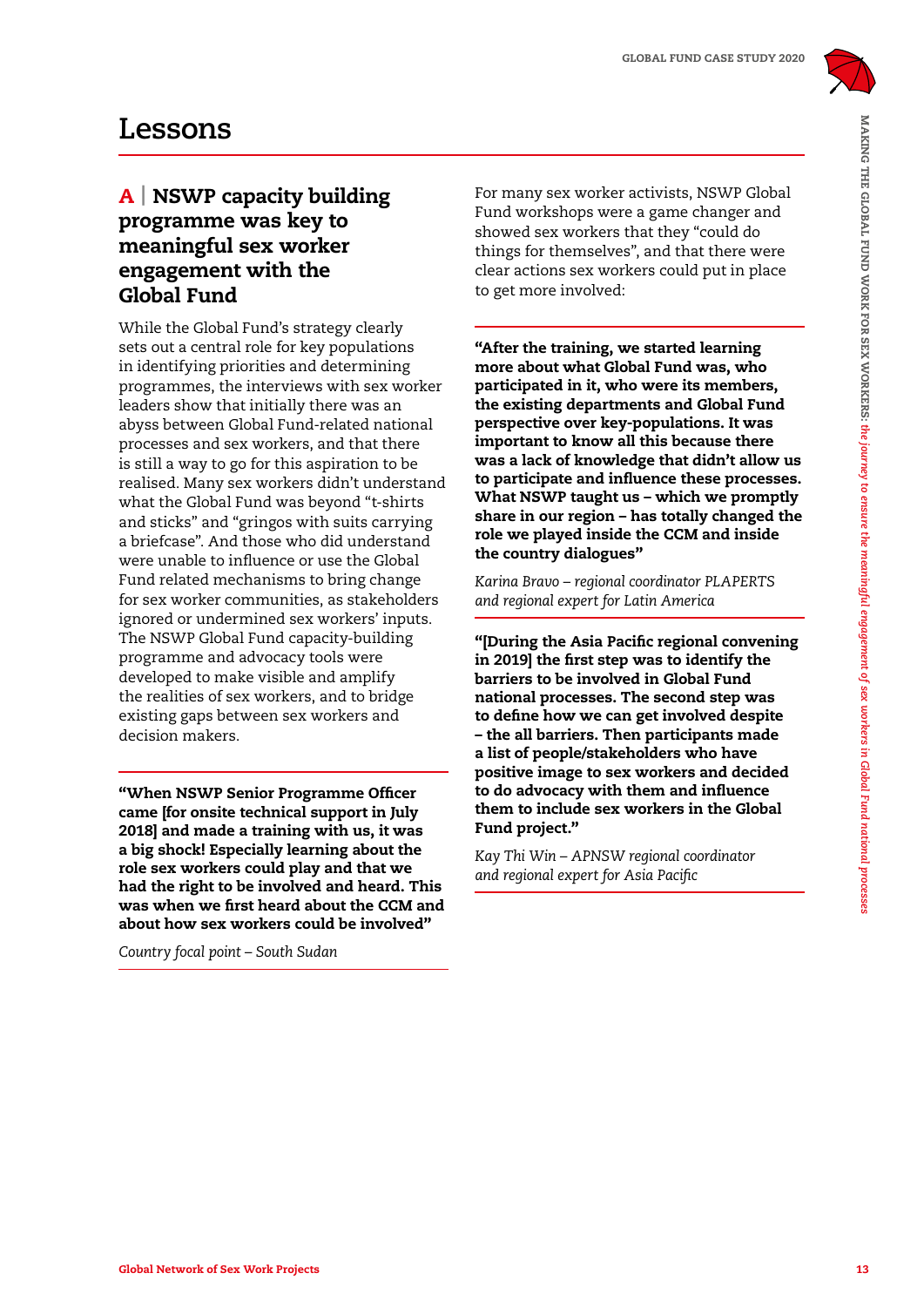# Lessons

## A | NSWP capacity building programme was key to meaningful sex worker engagement with the Global Fund

While the Global Fund's strategy clearly sets out a central role for key populations in identifying priorities and determining programmes, the interviews with sex worker leaders show that initially there was an abyss between Global Fund-related national processes and sex workers, and that there is still a way to go for this aspiration to be realised. Many sex workers didn't understand what the Global Fund was beyond "t-shirts and sticks" and "gringos with suits carrying a briefcase". And those who did understand were unable to influence or use the Global Fund related mechanisms to bring change for sex worker communities, as stakeholders ignored or undermined sex workers' inputs. The NSWP Global Fund capacity-building programme and advocacy tools were developed to make visible and amplify the realities of sex workers, and to bridge existing gaps between sex workers and decision makers.

**"When NSWP Senior Programme Officer came [for onsite technical support in July 2018] and made a training with us, it was a big shock! Especially learning about the role sex workers could play and that we had the right to be involved and heard. This was when we first heard about the CCM and about how sex workers could be involved"**

*Country focal point – South Sudan*

For many sex worker activists, NSWP Global Fund workshops were a game changer and showed sex workers that they "could do things for themselves", and that there were clear actions sex workers could put in place to get more involved:

**"After the training, we started learning more about what Global Fund was, who participated in it, who were its members, the existing departments and Global Fund perspective over key-populations. It was important to know all this because there was a lack of knowledge that didn't allow us to participate and influence these processes. What NSWP taught us – which we promptly share in our region – has totally changed the role we played inside the CCM and inside the country dialogues"**

*Karina Bravo – regional coordinator PLAPERTS and regional expert for Latin America*

**"[During the Asia Pacific regional convening in 2019] the first step was to identify the barriers to be involved in Global Fund national processes. The second step was to define how we can get involved despite – the all barriers. Then participants made a list of people/stakeholders who have positive image to sex workers and decided to do advocacy with them and influence them to include sex workers in the Global Fund project."**

*Kay Thi Win – APNSW regional coordinator and regional expert for Asia Pacific*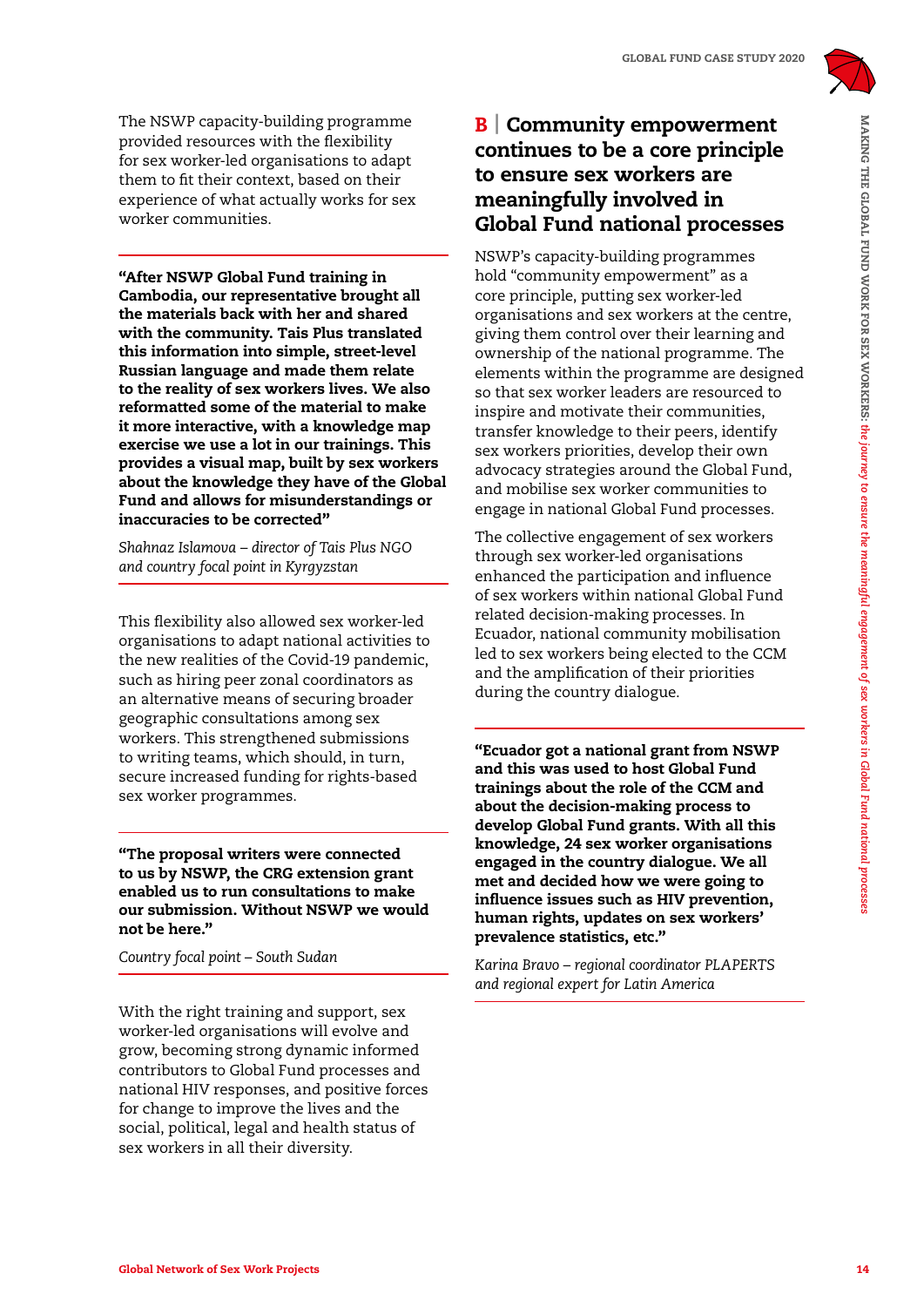The NSWP capacity-building programme provided resources with the flexibility for sex worker-led organisations to adapt them to fit their context, based on their experience of what actually works for sex worker communities.

**"After NSWP Global Fund training in Cambodia, our representative brought all the materials back with her and shared with the community. Tais Plus translated this information into simple, street-level Russian language and made them relate to the reality of sex workers lives. We also reformatted some of the material to make it more interactive, with a knowledge map exercise we use a lot in our trainings. This provides a visual map, built by sex workers about the knowledge they have of the Global Fund and allows for misunderstandings or inaccuracies to be corrected"**

*Shahnaz Islamova – director of Tais Plus NGO and country focal point in Kyrgyzstan*

This flexibility also allowed sex worker-led organisations to adapt national activities to the new realities of the Covid-19 pandemic, such as hiring peer zonal coordinators as an alternative means of securing broader geographic consultations among sex workers. This strengthened submissions to writing teams, which should, in turn, secure increased funding for rights-based sex worker programmes.

**"The proposal writers were connected to us by NSWP, the CRG extension grant enabled us to run consultations to make our submission. Without NSWP we would not be here."**

*Country focal point – South Sudan*

With the right training and support, sex worker-led organisations will evolve and grow, becoming strong dynamic informed contributors to Global Fund processes and national HIV responses, and positive forces for change to improve the lives and the social, political, legal and health status of sex workers in all their diversity.

## B | Community empowerment continues to be a core principle to ensure sex workers are meaningfully involved in Global Fund national processes

NSWP's capacity-building programmes hold "community empowerment" as a core principle, putting sex worker-led organisations and sex workers at the centre, giving them control over their learning and ownership of the national programme. The elements within the programme are designed so that sex worker leaders are resourced to inspire and motivate their communities, transfer knowledge to their peers, identify sex workers priorities, develop their own advocacy strategies around the Global Fund, and mobilise sex worker communities to engage in national Global Fund processes.

The collective engagement of sex workers through sex worker-led organisations enhanced the participation and influence of sex workers within national Global Fund related decision-making processes. In Ecuador, national community mobilisation led to sex workers being elected to the CCM and the amplification of their priorities during the country dialogue.

**"Ecuador got a national grant from NSWP and this was used to host Global Fund trainings about the role of the CCM and about the decision-making process to develop Global Fund grants. With all this knowledge, 24 sex worker organisations engaged in the country dialogue. We all met and decided how we were going to influence issues such as HIV prevention, human rights, updates on sex workers' prevalence statistics, etc."**

*Karina Bravo – regional coordinator PLAPERTS and regional expert for Latin America*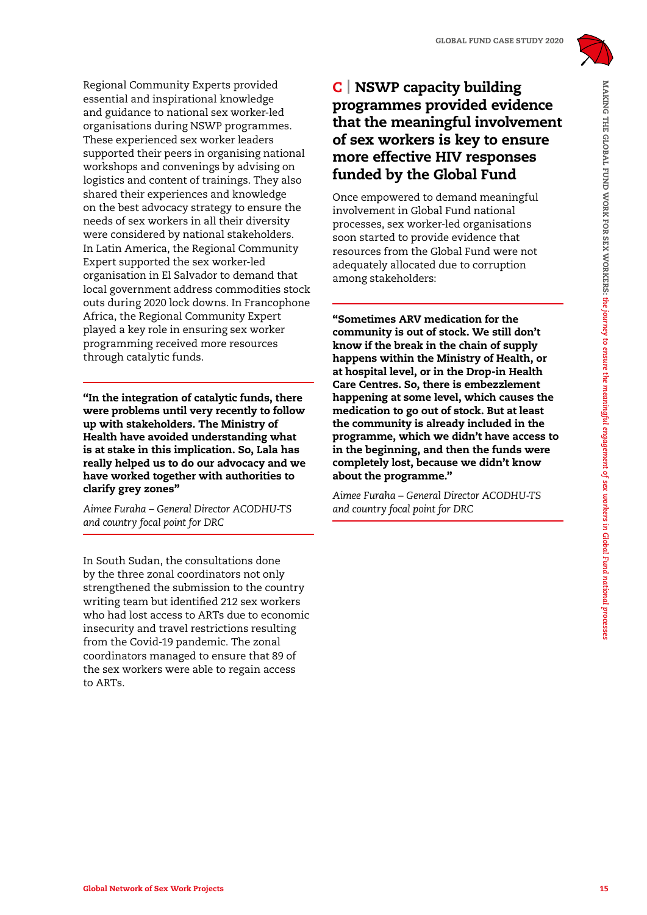Regional Community Experts provided essential and inspirational knowledge and guidance to national sex worker-led organisations during NSWP programmes. These experienced sex worker leaders supported their peers in organising national workshops and convenings by advising on logistics and content of trainings. They also shared their experiences and knowledge on the best advocacy strategy to ensure the needs of sex workers in all their diversity were considered by national stakeholders. In Latin America, the Regional Community Expert supported the sex worker-led organisation in El Salvador to demand that local government address commodities stock outs during 2020 lock downs. In Francophone Africa, the Regional Community Expert played a key role in ensuring sex worker programming received more resources through catalytic funds.

**"In the integration of catalytic funds, there were problems until very recently to follow up with stakeholders. The Ministry of Health have avoided understanding what is at stake in this implication. So, Lala has really helped us to do our advocacy and we have worked together with authorities to clarify grey zones"**

*Aimee Furaha – General Director ACODHU-TS and country focal point for DRC*

In South Sudan, the consultations done by the three zonal coordinators not only strengthened the submission to the country writing team but identified 212 sex workers who had lost access to ARTs due to economic insecurity and travel restrictions resulting from the Covid-19 pandemic. The zonal coordinators managed to ensure that 89 of the sex workers were able to regain access to ARTs.

## C | NSWP capacity building programmes provided evidence that the meaningful involvement of sex workers is key to ensure more effective HIV responses funded by the Global Fund

Once empowered to demand meaningful involvement in Global Fund national processes, sex worker-led organisations soon started to provide evidence that resources from the Global Fund were not adequately allocated due to corruption among stakeholders:

**"Sometimes ARV medication for the community is out of stock. We still don't know if the break in the chain of supply happens within the Ministry of Health, or at hospital level, or in the Drop-in Health Care Centres. So, there is embezzlement happening at some level, which causes the medication to go out of stock. But at least the community is already included in the programme, which we didn't have access to in the beginning, and then the funds were completely lost, because we didn't know about the programme."**

*Aimee Furaha – General Director ACODHU-TS and country focal point for DRC*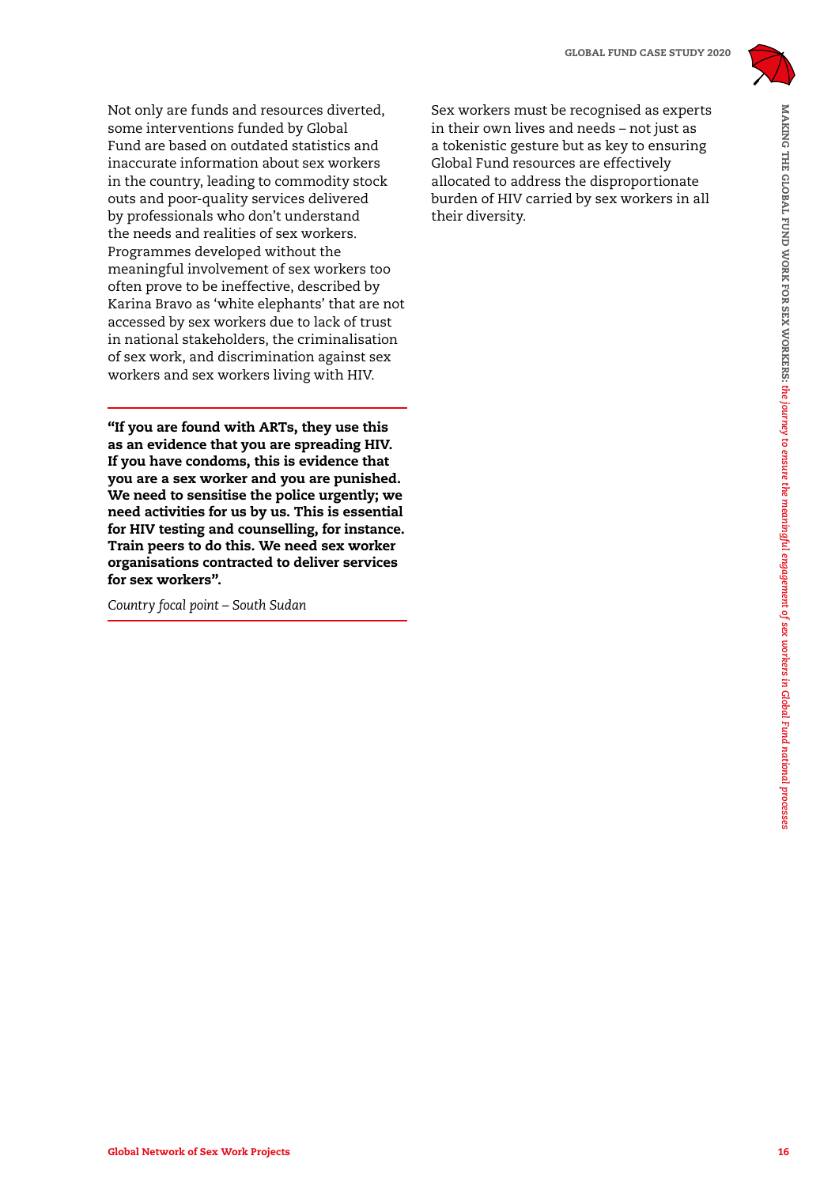Not only are funds and resources diverted, some interventions funded by Global Fund are based on outdated statistics and inaccurate information about sex workers in the country, leading to commodity stock outs and poor-quality services delivered by professionals who don't understand the needs and realities of sex workers. Programmes developed without the meaningful involvement of sex workers too often prove to be ineffective, described by Karina Bravo as 'white elephants' that are not accessed by sex workers due to lack of trust in national stakeholders, the criminalisation of sex work, and discrimination against sex workers and sex workers living with HIV.

**"If you are found with ARTs, they use this as an evidence that you are spreading HIV. If you have condoms, this is evidence that you are a sex worker and you are punished. We need to sensitise the police urgently; we need activities for us by us. This is essential for HIV testing and counselling, for instance. Train peers to do this. We need sex worker organisations contracted to deliver services for sex workers".**

*Country focal point – South Sudan*

Sex workers must be recognised as experts in their own lives and needs – not just as a tokenistic gesture but as key to ensuring Global Fund resources are effectively allocated to address the disproportionate burden of HIV carried by sex workers in all their diversity.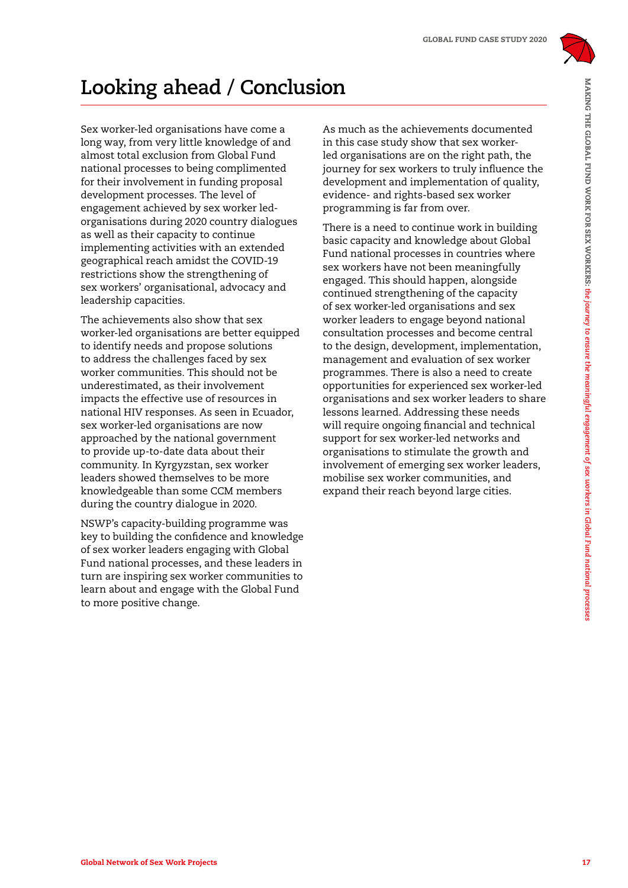# Looking ahead / Conclusion

Sex worker-led organisations have come a long way, from very little knowledge of and almost total exclusion from Global Fund national processes to being complimented for their involvement in funding proposal development processes. The level of engagement achieved by sex worker led-organisations during 2020 country dialogues as well as their capacity to continue implementing activities with an extended geographical reach amidst the COVID-19 restrictions show the strengthening of sex workers' organisational, advocacy and leadership capacities.

The achievements also show that sex worker-led organisations are better equipped to identify needs and propose solutions to address the challenges faced by sex worker communities. This should not be underestimated, as their involvement impacts the effective use of resources in national HIV responses. As seen in Ecuador, sex worker-led organisations are now approached by the national government to provide up-to-date data about their community. In Kyrgyzstan, sex worker leaders showed themselves to be more knowledgeable than some CCM members during the country dialogue in 2020.

NSWP's capacity-building programme was key to building the confidence and knowledge of sex worker leaders engaging with Global Fund national processes, and these leaders in turn are inspiring sex worker communities to learn about and engage with the Global Fund to more positive change.

As much as the achievements documented in this case study show that sex worker-led organisations are on the right path, the journey for sex workers to truly influence the development and implementation of quality, evidence- and rights-based sex worker programming is far from over.

There is a need to continue work in building basic capacity and knowledge about Global Fund national processes in countries where sex workers have not been meaningfully engaged. This should happen, alongside continued strengthening of the capacity of sex worker-led organisations and sex worker leaders to engage beyond national consultation processes and become central to the design, development, implementation, management and evaluation of sex worker programmes. There is also a need to create opportunities for experienced sex worker-led organisations and sex worker leaders to share lessons learned. Addressing these needs will require ongoing financial and technical support for sex worker-led networks and organisations to stimulate the growth and involvement of emerging sex worker leaders, mobilise sex worker communities, and expand their reach beyond large cities.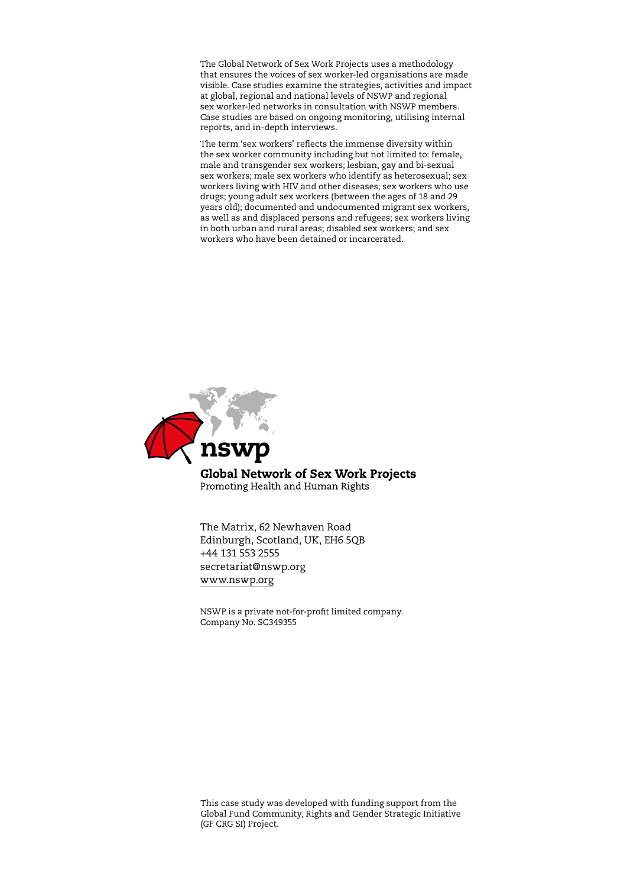The Global Network of Sex Work Projects uses a methodology that ensures the voices of sex worker-led organisations are made visible. Case studies examine the strategies, activities and impact at global, regional and national levels of NSWP and regional sex worker-led networks in consultation with NSWP members. Case studies are based on ongoing monitoring, utilising internal reports, and in-depth interviews.

The term 'sex workers' reflects the immense diversity within the sex worker community including but not limited to: female, male and transgender sex workers; lesbian, gay and bi-sexual sex workers; male sex workers who identify as heterosexual; sex workers living with HIV and other diseases; sex workers who use drugs; young adult sex workers (between the ages of 18 and 29 years old); documented and undocumented migrant sex workers, as well as and displaced persons and refugees; sex workers living in both urban and rural areas; disabled sex workers; and sex workers who have been detained or incarcerated.

nswp

**Global Network of Sex Work Projects**
Promoting Health and Human Rights

The Matrix, 62 Newhaven Road
Edinburgh, Scotland, UK, EH6 5QB
+44 131 553 2555
secretariat@nswp.org
www.nswp.org

NSWP is a private not-for-profit limited company.
Company No. SC349355

This case study was developed with funding support from the Global Fund Community, Rights and Gender Strategic Initiative (GF CRG SI) Project.